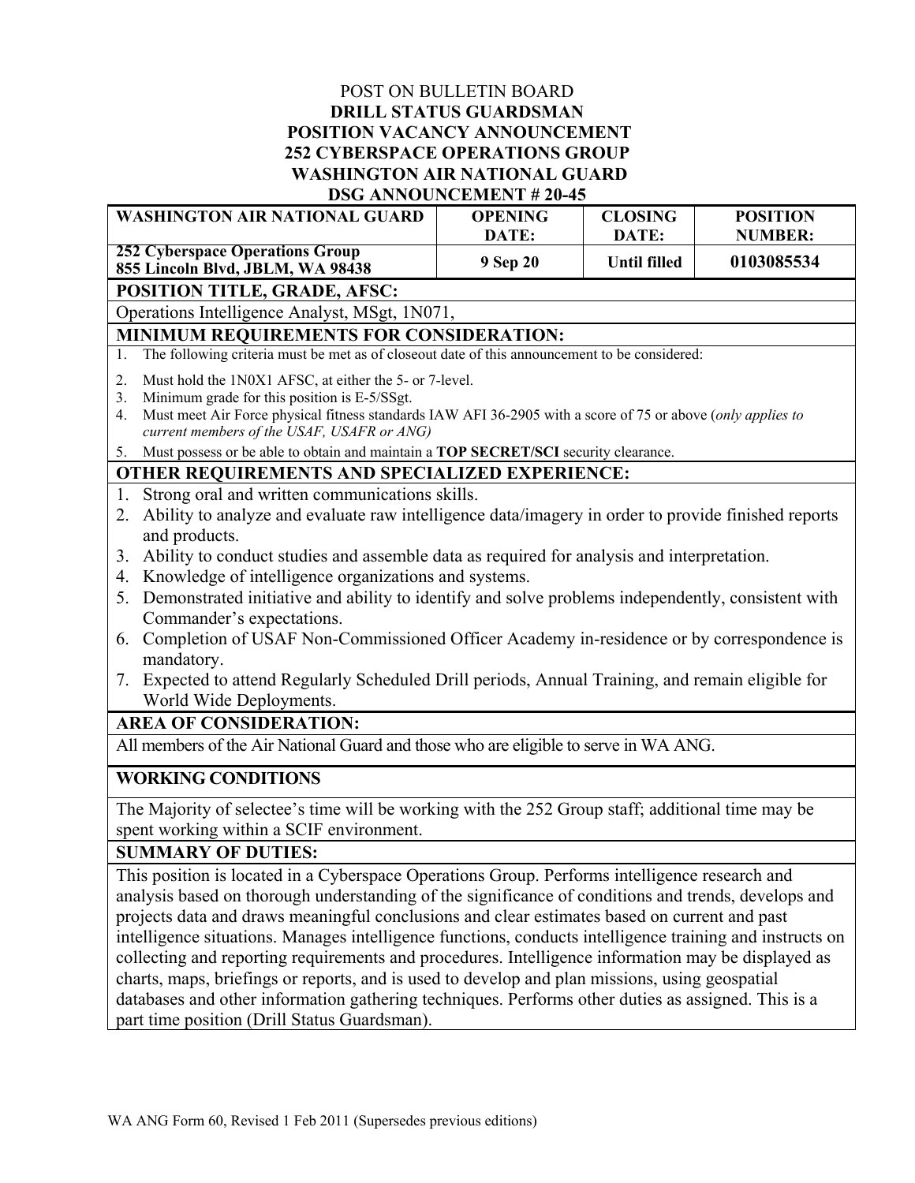POST ON BULLETIN BOARD

**DRILL STATUS GUARDSMAN**
**POSITION VACANCY ANNOUNCEMENT**
**252 CYBERSPACE OPERATIONS GROUP**
**WASHINGTON AIR NATIONAL GUARD**
**DSG ANNOUNCEMENT # 20-45**

| WASHINGTON AIR NATIONAL GUARD | OPENING DATE: | CLOSING DATE: | POSITION NUMBER: |
|---|---|---|---|
| **252 Cyberspace Operations Group**<br>**855 Lincoln Blvd, JBLM, WA 98438** | **9 Sep 20** | **Until filled** | **0103085534** |

**POSITION TITLE, GRADE, AFSC:**

Operations Intelligence Analyst, MSgt, 1N071,

**MINIMUM REQUIREMENTS FOR CONSIDERATION:**

1. The following criteria must be met as of closeout date of this announcement to be considered:
2. Must hold the 1N0X1 AFSC, at either the 5- or 7-level.
3. Minimum grade for this position is E-5/SSgt.
4. Must meet Air Force physical fitness standards IAW AFI 36-2905 with a score of 75 or above (*only applies to current members of the USAF, USAFR or ANG)*
5. Must possess or be able to obtain and maintain a **TOP SECRET/SCI** security clearance.

**OTHER REQUIREMENTS AND SPECIALIZED EXPERIENCE:**

1. Strong oral and written communications skills.
2. Ability to analyze and evaluate raw intelligence data/imagery in order to provide finished reports and products.
3. Ability to conduct studies and assemble data as required for analysis and interpretation.
4. Knowledge of intelligence organizations and systems.
5. Demonstrated initiative and ability to identify and solve problems independently, consistent with Commander's expectations.
6. Completion of USAF Non-Commissioned Officer Academy in-residence or by correspondence is mandatory.
7. Expected to attend Regularly Scheduled Drill periods, Annual Training, and remain eligible for World Wide Deployments.

**AREA OF CONSIDERATION:**

All members of the Air National Guard and those who are eligible to serve in WA ANG.

**WORKING CONDITIONS**

The Majority of selectee's time will be working with the 252 Group staff; additional time may be spent working within a SCIF environment.

**SUMMARY OF DUTIES:**

This position is located in a Cyberspace Operations Group. Performs intelligence research and analysis based on thorough understanding of the significance of conditions and trends, develops and projects data and draws meaningful conclusions and clear estimates based on current and past intelligence situations. Manages intelligence functions, conducts intelligence training and instructs on collecting and reporting requirements and procedures. Intelligence information may be displayed as charts, maps, briefings or reports, and is used to develop and plan missions, using geospatial databases and other information gathering techniques. Performs other duties as assigned. This is a part time position (Drill Status Guardsman).

WA ANG Form 60, Revised 1 Feb 2011 (Supersedes previous editions)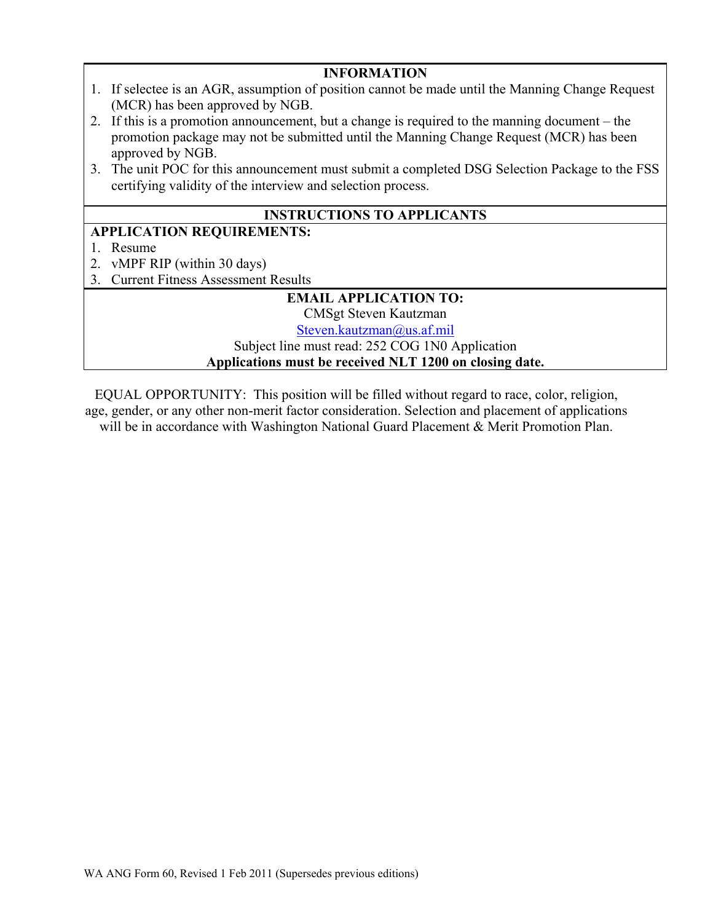## INFORMATION

1. If selectee is an AGR, assumption of position cannot be made until the Manning Change Request (MCR) has been approved by NGB.
2. If this is a promotion announcement, but a change is required to the manning document – the promotion package may not be submitted until the Manning Change Request (MCR) has been approved by NGB.
3. The unit POC for this announcement must submit a completed DSG Selection Package to the FSS certifying validity of the interview and selection process.

## INSTRUCTIONS TO APPLICANTS

**APPLICATION REQUIREMENTS:**

1. Resume
2. vMPF RIP (within 30 days)
3. Current Fitness Assessment Results

**EMAIL APPLICATION TO:**

CMSgt Steven Kautzman

Steven.kautzman@us.af.mil

Subject line must read: 252 COG 1N0 Application

**Applications must be received NLT 1200 on closing date.**

EQUAL OPPORTUNITY: This position will be filled without regard to race, color, religion, age, gender, or any other non-merit factor consideration. Selection and placement of applications will be in accordance with Washington National Guard Placement & Merit Promotion Plan.

WA ANG Form 60, Revised 1 Feb 2011 (Supersedes previous editions)